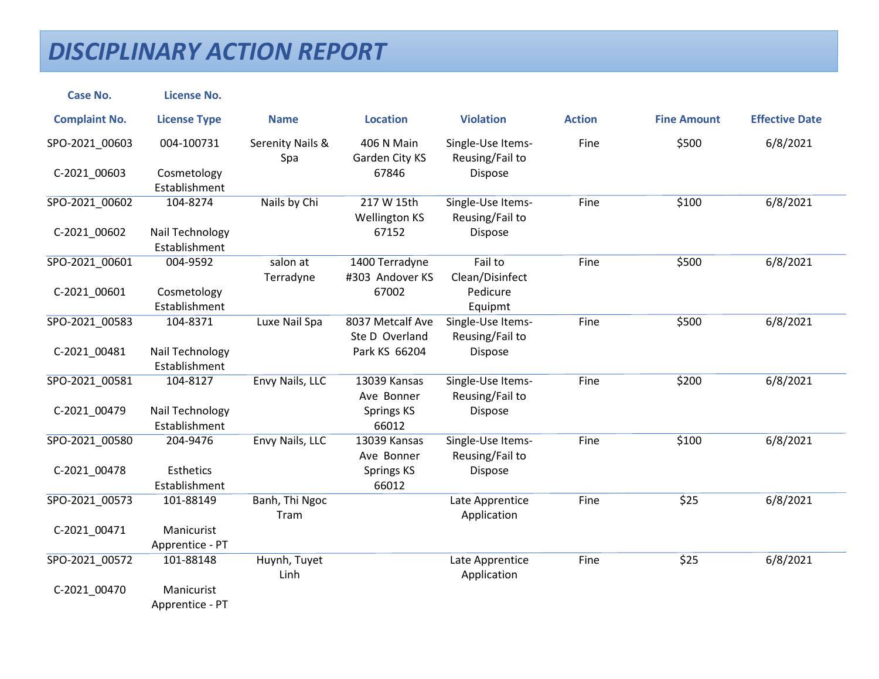# DISCIPLINARY ACTION REPORT

| Case No. / Complaint No. | License No. / License Type | Name | Location | Violation | Action | Fine Amount | Effective Date |
|---|---|---|---|---|---|---|---|
| SPO-2021_00603 C-2021_00603 | 004-100731 Cosmetology Establishment | Serenity Nails & Spa | 406 N Main Garden City KS 67846 | Single-Use Items-Reusing/Fail to Dispose | Fine | $500 | 6/8/2021 |
| SPO-2021_00602 C-2021_00602 | 104-8274 Nail Technology Establishment | Nails by Chi | 217 W 15th Wellington KS 67152 | Single-Use Items-Reusing/Fail to Dispose | Fine | $100 | 6/8/2021 |
| SPO-2021_00601 C-2021_00601 | 004-9592 Cosmetology Establishment | salon at Terradyne | 1400 Terradyne #303 Andover KS 67002 | Fail to Clean/Disinfect Pedicure Equipmt | Fine | $500 | 6/8/2021 |
| SPO-2021_00583 C-2021_00481 | 104-8371 Nail Technology Establishment | Luxe Nail Spa | 8037 Metcalf Ave Ste D Overland Park KS 66204 | Single-Use Items-Reusing/Fail to Dispose | Fine | $500 | 6/8/2021 |
| SPO-2021_00581 C-2021_00479 | 104-8127 Nail Technology Establishment | Envy Nails, LLC | 13039 Kansas Ave Bonner Springs KS 66012 | Single-Use Items-Reusing/Fail to Dispose | Fine | $200 | 6/8/2021 |
| SPO-2021_00580 C-2021_00478 | 204-9476 Esthetics Establishment | Envy Nails, LLC | 13039 Kansas Ave Bonner Springs KS 66012 | Single-Use Items-Reusing/Fail to Dispose | Fine | $100 | 6/8/2021 |
| SPO-2021_00573 C-2021_00471 | 101-88149 Manicurist Apprentice - PT | Banh, Thi Ngoc Tram | | Late Apprentice Application | Fine | $25 | 6/8/2021 |
| SPO-2021_00572 C-2021_00470 | 101-88148 Manicurist Apprentice - PT | Huynh, Tuyet Linh | | Late Apprentice Application | Fine | $25 | 6/8/2021 |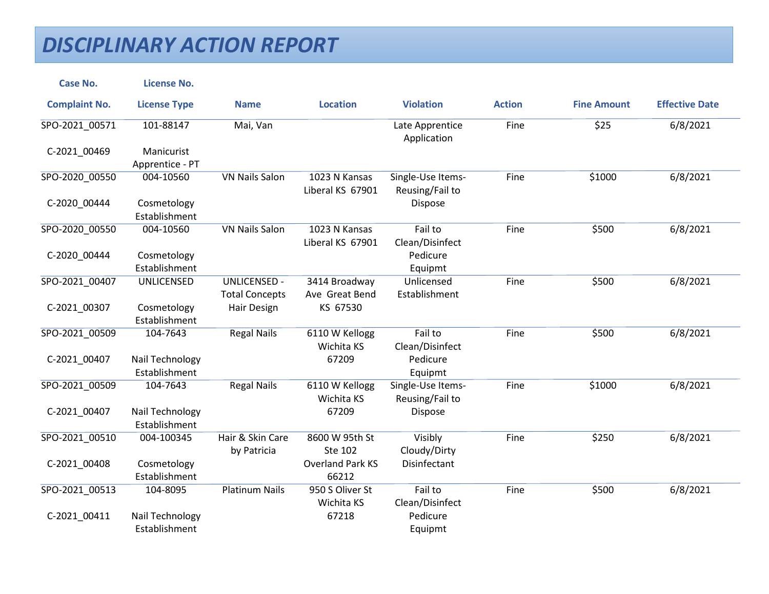# DISCIPLINARY ACTION REPORT

| Case No.<br>Complaint No. | License No.<br>License Type | Name | Location | Violation | Action | Fine Amount | Effective Date |
|---|---|---|---|---|---|---|---|
| SPO-2021_00571<br>C-2021_00469 | 101-88147<br>Manicurist Apprentice - PT | Mai, Van | | Late Apprentice Application | Fine | $25 | 6/8/2021 |
| SPO-2020_00550<br>C-2020_00444 | 004-10560<br>Cosmetology Establishment | VN Nails Salon | 1023 N Kansas Liberal KS 67901 | Single-Use Items-Reusing/Fail to Dispose | Fine | $1000 | 6/8/2021 |
| SPO-2020_00550<br>C-2020_00444 | 004-10560<br>Cosmetology Establishment | VN Nails Salon | 1023 N Kansas Liberal KS 67901 | Fail to Clean/Disinfect Pedicure Equipmt | Fine | $500 | 6/8/2021 |
| SPO-2021_00407<br>C-2021_00307 | UNLICENSED<br>Cosmetology Establishment | UNLICENSED - Total Concepts Hair Design | 3414 Broadway Ave Great Bend KS 67530 | Unlicensed Establishment | Fine | $500 | 6/8/2021 |
| SPO-2021_00509<br>C-2021_00407 | 104-7643<br>Nail Technology Establishment | Regal Nails | 6110 W Kellogg Wichita KS 67209 | Fail to Clean/Disinfect Pedicure Equipmt | Fine | $500 | 6/8/2021 |
| SPO-2021_00509<br>C-2021_00407 | 104-7643<br>Nail Technology Establishment | Regal Nails | 6110 W Kellogg Wichita KS 67209 | Single-Use Items-Reusing/Fail to Dispose | Fine | $1000 | 6/8/2021 |
| SPO-2021_00510<br>C-2021_00408 | 004-100345<br>Cosmetology Establishment | Hair & Skin Care by Patricia | 8600 W 95th St Ste 102 Overland Park KS 66212 | Visibly Cloudy/Dirty Disinfectant | Fine | $250 | 6/8/2021 |
| SPO-2021_00513<br>C-2021_00411 | 104-8095<br>Nail Technology Establishment | Platinum Nails | 950 S Oliver St Wichita KS 67218 | Fail to Clean/Disinfect Pedicure Equipmt | Fine | $500 | 6/8/2021 |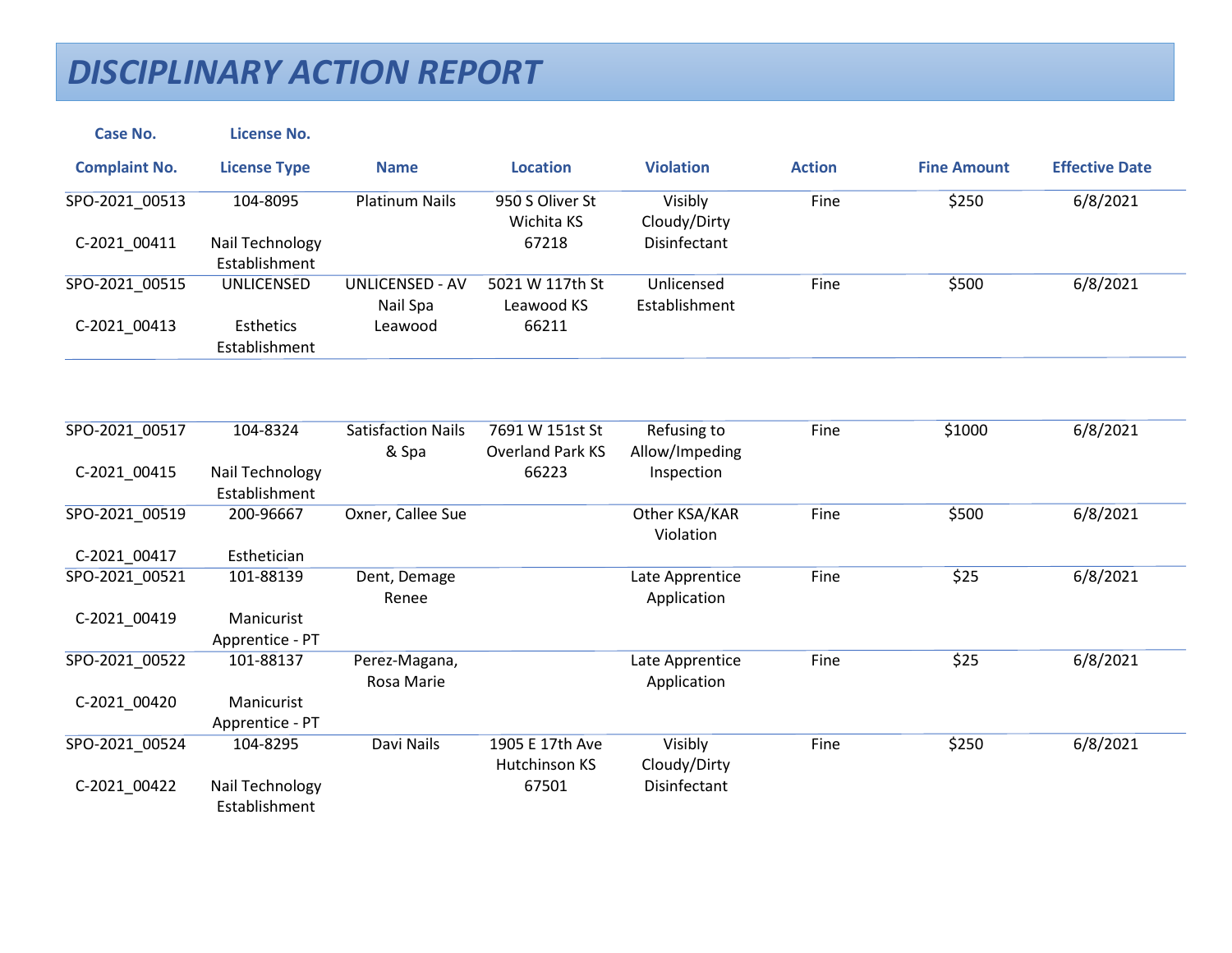# DISCIPLINARY ACTION REPORT

| Case No.<br>Complaint No. | License No.<br>License Type | Name | Location | Violation | Action | Fine Amount | Effective Date |
|---|---|---|---|---|---|---|---|
| SPO-2021_00513<br>C-2021_00411 | 104-8095<br>Nail Technology Establishment | Platinum Nails | 950 S Oliver St Wichita KS 67218 | Visibly Cloudy/Dirty Disinfectant | Fine | $250 | 6/8/2021 |
| SPO-2021_00515<br>C-2021_00413 | UNLICENSED<br>Esthetics Establishment | UNLICENSED - AV Nail Spa Leawood | 5021 W 117th St Leawood KS 66211 | Unlicensed Establishment | Fine | $500 | 6/8/2021 |
| SPO-2021_00517<br>C-2021_00415 | 104-8324<br>Nail Technology Establishment | Satisfaction Nails & Spa | 7691 W 151st St Overland Park KS 66223 | Refusing to Allow/Impeding Inspection | Fine | $1000 | 6/8/2021 |
| SPO-2021_00519<br>C-2021_00417 | 200-96667<br>Esthetician | Oxner, Callee Sue | | Other KSA/KAR Violation | Fine | $500 | 6/8/2021 |
| SPO-2021_00521<br>C-2021_00419 | 101-88139<br>Manicurist Apprentice - PT | Dent, Demage Renee | | Late Apprentice Application | Fine | $25 | 6/8/2021 |
| SPO-2021_00522<br>C-2021_00420 | 101-88137<br>Manicurist Apprentice - PT | Perez-Magana, Rosa Marie | | Late Apprentice Application | Fine | $25 | 6/8/2021 |
| SPO-2021_00524<br>C-2021_00422 | 104-8295<br>Nail Technology Establishment | Davi Nails | 1905 E 17th Ave Hutchinson KS 67501 | Visibly Cloudy/Dirty Disinfectant | Fine | $250 | 6/8/2021 |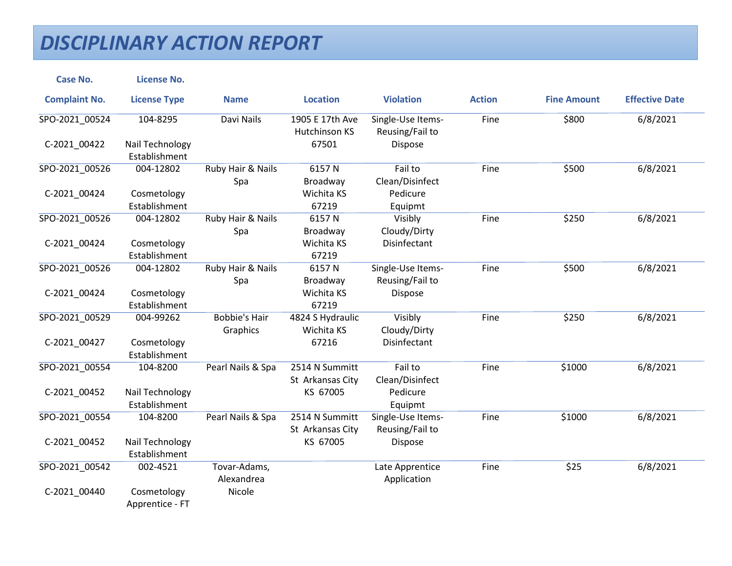# DISCIPLINARY ACTION REPORT

| Case No. / Complaint No. | License No. / License Type | Name | Location | Violation | Action | Fine Amount | Effective Date |
|---|---|---|---|---|---|---|---|
| SPO-2021_00524 C-2021_00422 | 104-8295 Nail Technology Establishment | Davi Nails | 1905 E 17th Ave Hutchinson KS 67501 | Single-Use Items-Reusing/Fail to Dispose | Fine | $800 | 6/8/2021 |
| SPO-2021_00526 C-2021_00424 | 004-12802 Cosmetology Establishment | Ruby Hair & Nails Spa | 6157 N Broadway Wichita KS 67219 | Fail to Clean/Disinfect Pedicure Equipmt | Fine | $500 | 6/8/2021 |
| SPO-2021_00526 C-2021_00424 | 004-12802 Cosmetology Establishment | Ruby Hair & Nails Spa | 6157 N Broadway Wichita KS 67219 | Visibly Cloudy/Dirty Disinfectant | Fine | $250 | 6/8/2021 |
| SPO-2021_00526 C-2021_00424 | 004-12802 Cosmetology Establishment | Ruby Hair & Nails Spa | 6157 N Broadway Wichita KS 67219 | Single-Use Items-Reusing/Fail to Dispose | Fine | $500 | 6/8/2021 |
| SPO-2021_00529 C-2021_00427 | 004-99262 Cosmetology Establishment | Bobbie's Hair Graphics | 4824 S Hydraulic Wichita KS 67216 | Visibly Cloudy/Dirty Disinfectant | Fine | $250 | 6/8/2021 |
| SPO-2021_00554 C-2021_00452 | 104-8200 Nail Technology Establishment | Pearl Nails & Spa | 2514 N Summitt St Arkansas City KS 67005 | Fail to Clean/Disinfect Pedicure Equipmt | Fine | $1000 | 6/8/2021 |
| SPO-2021_00554 C-2021_00452 | 104-8200 Nail Technology Establishment | Pearl Nails & Spa | 2514 N Summitt St Arkansas City KS 67005 | Single-Use Items-Reusing/Fail to Dispose | Fine | $1000 | 6/8/2021 |
| SPO-2021_00542 C-2021_00440 | 002-4521 Cosmetology Apprentice - FT | Tovar-Adams, Alexandrea Nicole | | Late Apprentice Application | Fine | $25 | 6/8/2021 |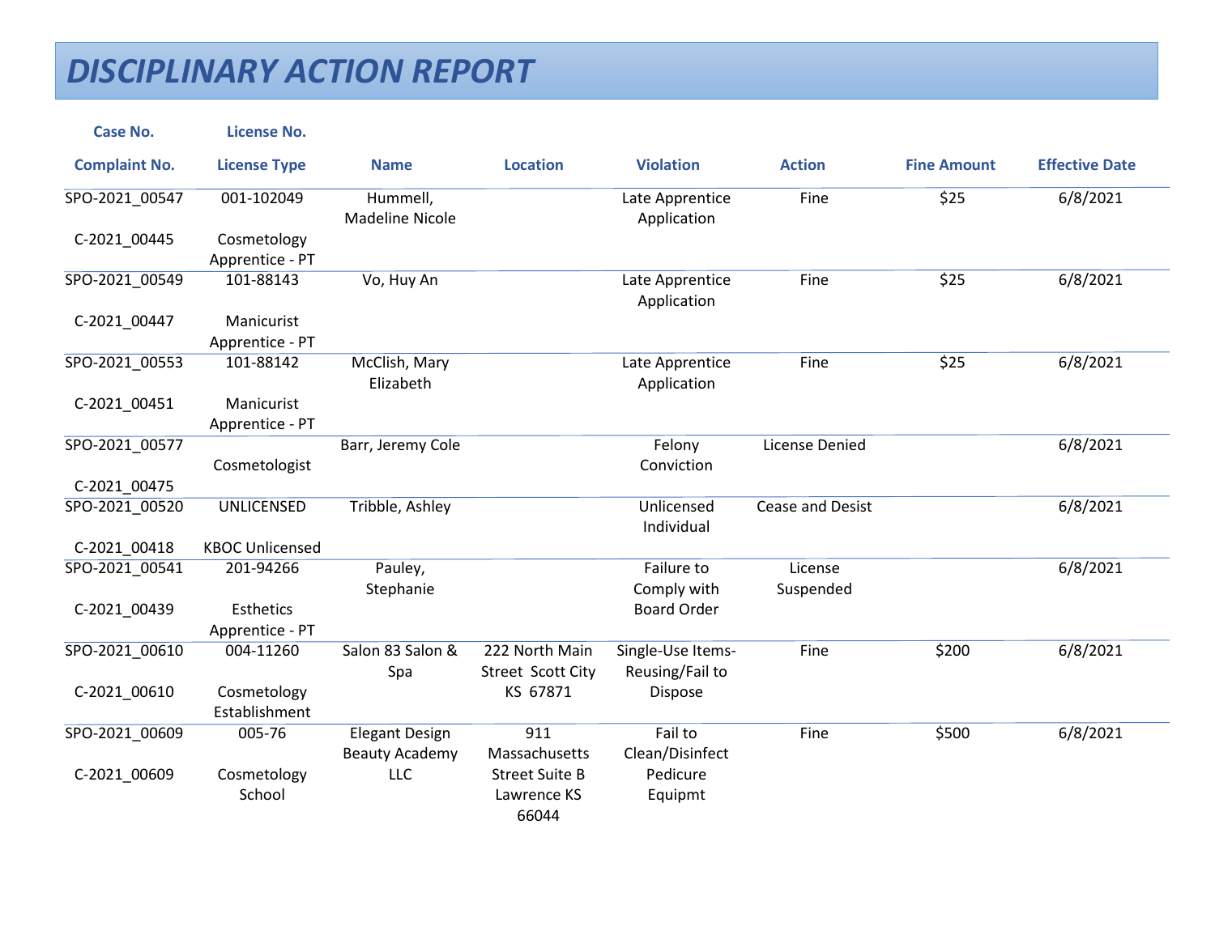# DISCIPLINARY ACTION REPORT

| Case No. / Complaint No. | License No. / License Type | Name | Location | Violation | Action | Fine Amount | Effective Date |
|---|---|---|---|---|---|---|---|
| SPO-2021_00547 C-2021_00445 | 001-102049 Cosmetology Apprentice - PT | Hummell, Madeline Nicole | | Late Apprentice Application | Fine | $25 | 6/8/2021 |
| SPO-2021_00549 C-2021_00447 | 101-88143 Manicurist Apprentice - PT | Vo, Huy An | | Late Apprentice Application | Fine | $25 | 6/8/2021 |
| SPO-2021_00553 C-2021_00451 | 101-88142 Manicurist Apprentice - PT | McClish, Mary Elizabeth | | Late Apprentice Application | Fine | $25 | 6/8/2021 |
| SPO-2021_00577 C-2021_00475 | Cosmetologist | Barr, Jeremy Cole | | Felony Conviction | License Denied | | 6/8/2021 |
| SPO-2021_00520 C-2021_00418 | UNLICENSED KBOC Unlicensed | Tribble, Ashley | | Unlicensed Individual | Cease and Desist | | 6/8/2021 |
| SPO-2021_00541 C-2021_00439 | 201-94266 Esthetics Apprentice - PT | Pauley, Stephanie | | Failure to Comply with Board Order | License Suspended | | 6/8/2021 |
| SPO-2021_00610 C-2021_00610 | 004-11260 Cosmetology Establishment | Salon 83 Salon & Spa | 222 North Main Street Scott City KS 67871 | Single-Use Items-Reusing/Fail to Dispose | Fine | $200 | 6/8/2021 |
| SPO-2021_00609 C-2021_00609 | 005-76 Cosmetology School | Elegant Design Beauty Academy LLC | 911 Massachusetts Street Suite B Lawrence KS 66044 | Fail to Clean/Disinfect Pedicure Equipmt | Fine | $500 | 6/8/2021 |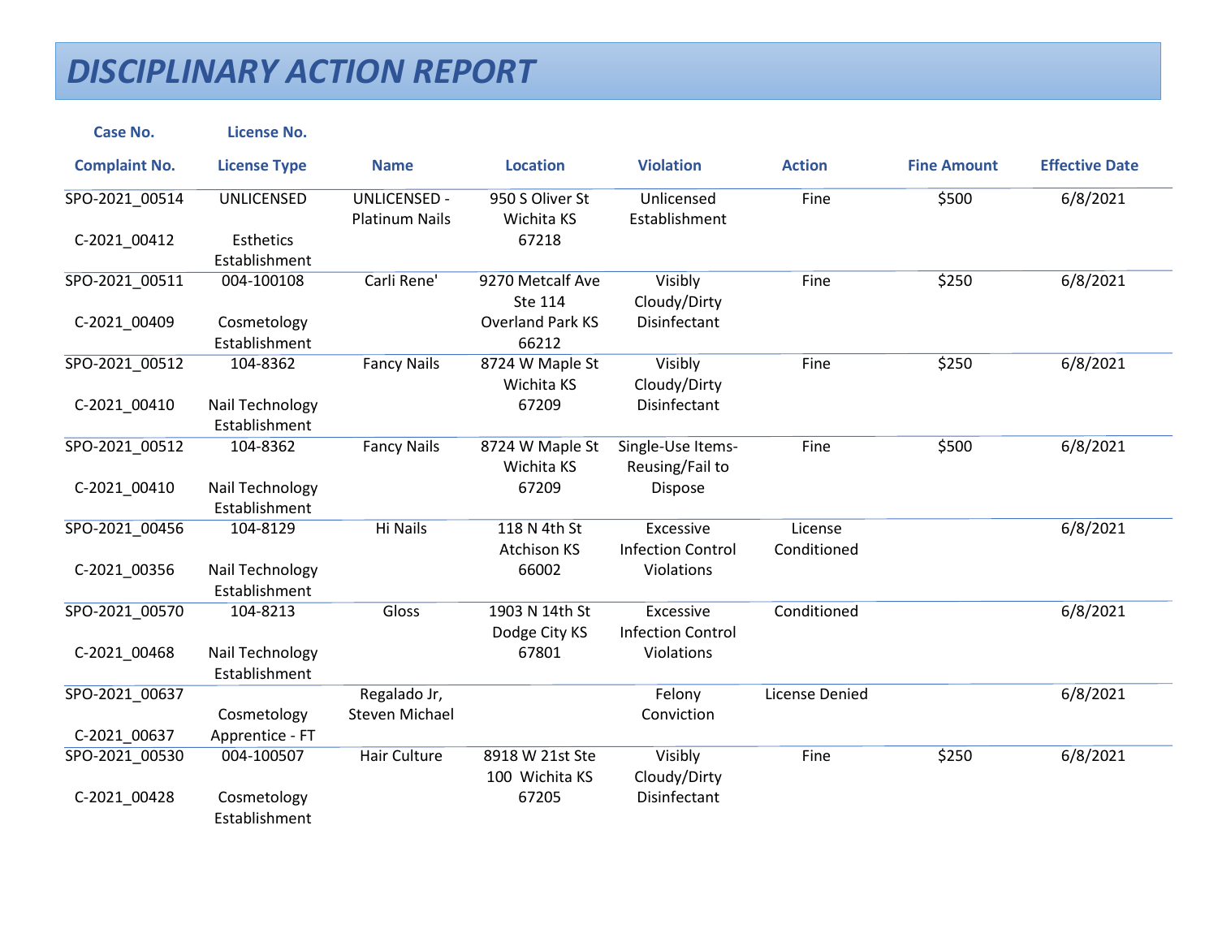# DISCIPLINARY ACTION REPORT

| Case No. / Complaint No. | License No. / License Type | Name | Location | Violation | Action | Fine Amount | Effective Date |
|---|---|---|---|---|---|---|---|
| SPO-2021_00514 C-2021_00412 | UNLICENSED Esthetics Establishment | UNLICENSED - Platinum Nails | 950 S Oliver St Wichita KS 67218 | Unlicensed Establishment | Fine | $500 | 6/8/2021 |
| SPO-2021_00511 C-2021_00409 | 004-100108 Cosmetology Establishment | Carli Rene' | 9270 Metcalf Ave Ste 114 Overland Park KS 66212 | Visibly Cloudy/Dirty Disinfectant | Fine | $250 | 6/8/2021 |
| SPO-2021_00512 C-2021_00410 | 104-8362 Nail Technology Establishment | Fancy Nails | 8724 W Maple St Wichita KS 67209 | Visibly Cloudy/Dirty Disinfectant | Fine | $250 | 6/8/2021 |
| SPO-2021_00512 C-2021_00410 | 104-8362 Nail Technology Establishment | Fancy Nails | 8724 W Maple St Wichita KS 67209 | Single-Use Items-Reusing/Fail to Dispose | Fine | $500 | 6/8/2021 |
| SPO-2021_00456 C-2021_00356 | 104-8129 Nail Technology Establishment | Hi Nails | 118 N 4th St Atchison KS 66002 | Excessive Infection Control Violations | License Conditioned | | 6/8/2021 |
| SPO-2021_00570 C-2021_00468 | 104-8213 Nail Technology Establishment | Gloss | 1903 N 14th St Dodge City KS 67801 | Excessive Infection Control Violations | Conditioned | | 6/8/2021 |
| SPO-2021_00637 C-2021_00637 | Cosmetology Apprentice - FT | Regalado Jr, Steven Michael | | Felony Conviction | License Denied | | 6/8/2021 |
| SPO-2021_00530 C-2021_00428 | 004-100507 Cosmetology Establishment | Hair Culture | 8918 W 21st Ste 100 Wichita KS 67205 | Visibly Cloudy/Dirty Disinfectant | Fine | $250 | 6/8/2021 |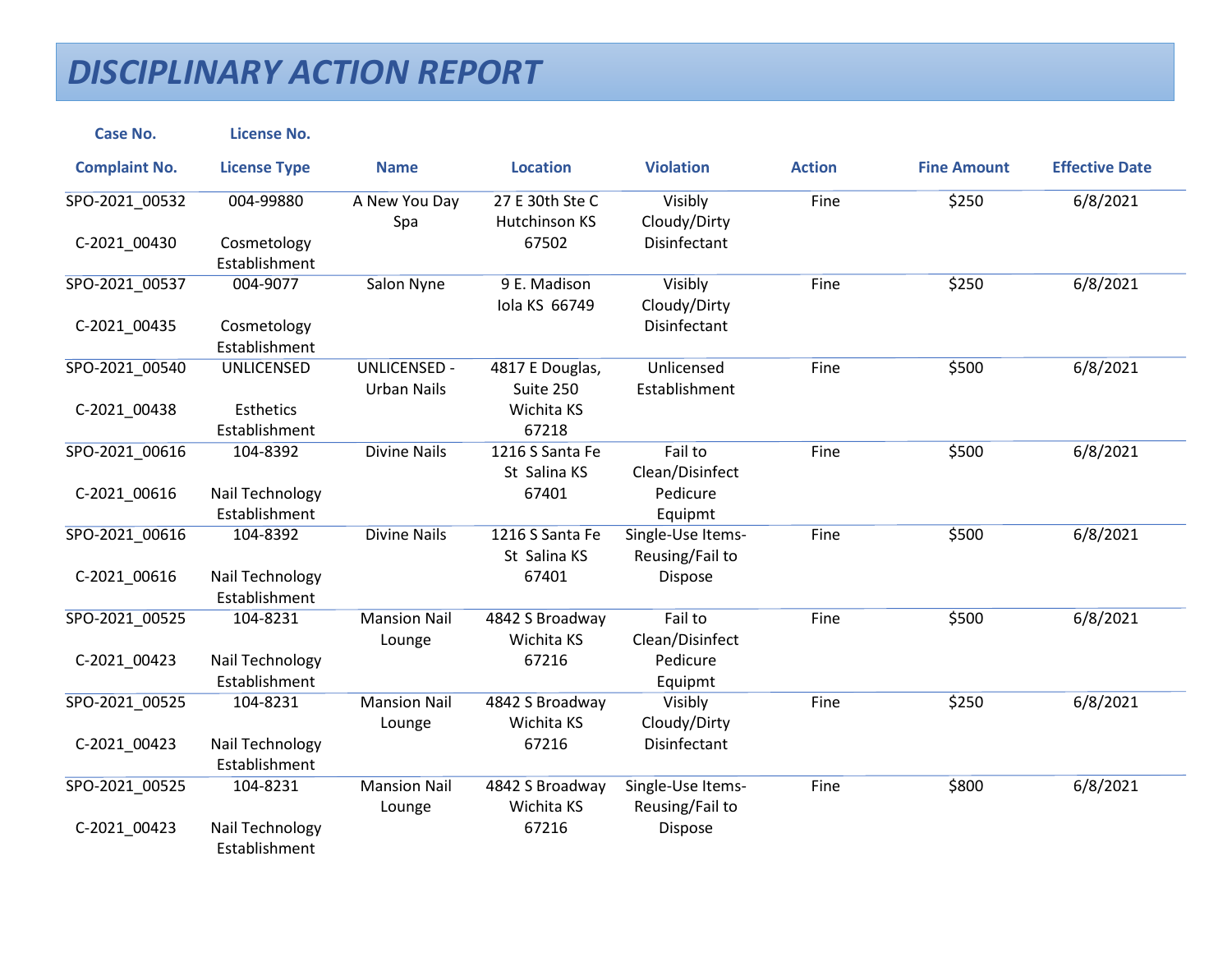# DISCIPLINARY ACTION REPORT

| Case No. / Complaint No. | License No. / License Type | Name | Location | Violation | Action | Fine Amount | Effective Date |
|---|---|---|---|---|---|---|---|
| SPO-2021_00532 / C-2021_00430 | 004-99880 / Cosmetology Establishment | A New You Day Spa | 27 E 30th Ste C Hutchinson KS 67502 | Visibly Cloudy/Dirty Disinfectant | Fine | $250 | 6/8/2021 |
| SPO-2021_00537 / C-2021_00435 | 004-9077 / Cosmetology Establishment | Salon Nyne | 9 E. Madison Iola KS 66749 | Visibly Cloudy/Dirty Disinfectant | Fine | $250 | 6/8/2021 |
| SPO-2021_00540 / C-2021_00438 | UNLICENSED / Esthetics Establishment | UNLICENSED - Urban Nails | 4817 E Douglas, Suite 250 Wichita KS 67218 | Unlicensed Establishment | Fine | $500 | 6/8/2021 |
| SPO-2021_00616 / C-2021_00616 | 104-8392 / Nail Technology Establishment | Divine Nails | 1216 S Santa Fe St Salina KS 67401 | Fail to Clean/Disinfect Pedicure Equipmt | Fine | $500 | 6/8/2021 |
| SPO-2021_00616 / C-2021_00616 | 104-8392 / Nail Technology Establishment | Divine Nails | 1216 S Santa Fe St Salina KS 67401 | Single-Use Items-Reusing/Fail to Dispose | Fine | $500 | 6/8/2021 |
| SPO-2021_00525 / C-2021_00423 | 104-8231 / Nail Technology Establishment | Mansion Nail Lounge | 4842 S Broadway Wichita KS 67216 | Fail to Clean/Disinfect Pedicure Equipmt | Fine | $500 | 6/8/2021 |
| SPO-2021_00525 / C-2021_00423 | 104-8231 / Nail Technology Establishment | Mansion Nail Lounge | 4842 S Broadway Wichita KS 67216 | Visibly Cloudy/Dirty Disinfectant | Fine | $250 | 6/8/2021 |
| SPO-2021_00525 / C-2021_00423 | 104-8231 / Nail Technology Establishment | Mansion Nail Lounge | 4842 S Broadway Wichita KS 67216 | Single-Use Items-Reusing/Fail to Dispose | Fine | $800 | 6/8/2021 |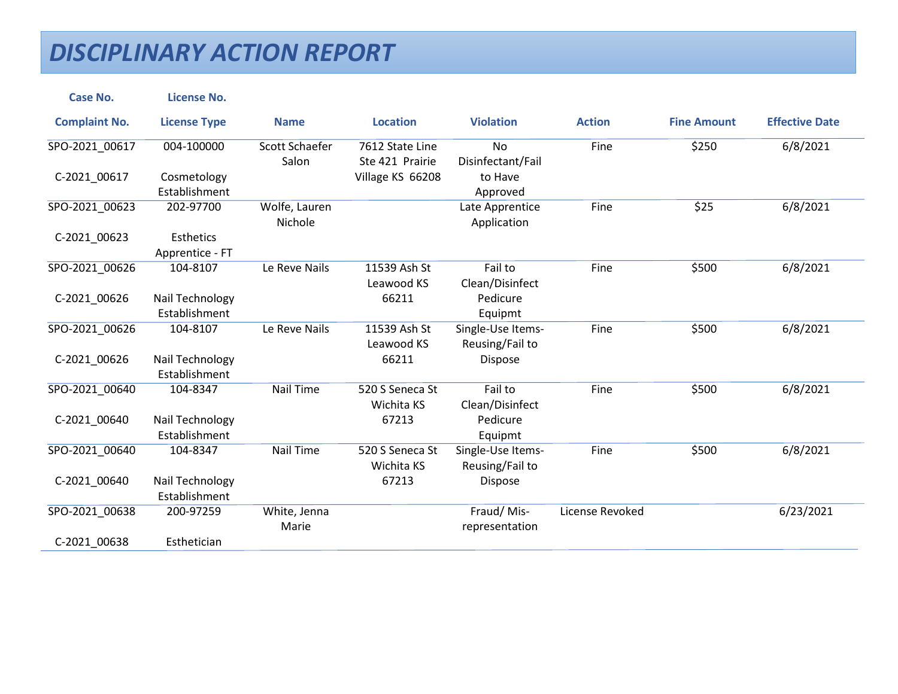# DISCIPLINARY ACTION REPORT

| Case No. / Complaint No. | License No. / License Type | Name | Location | Violation | Action | Fine Amount | Effective Date |
|---|---|---|---|---|---|---|---|
| SPO-2021_00617 C-2021_00617 | 004-100000 Cosmetology Establishment | Scott Schaefer Salon | 7612 State Line Ste 421 Prairie Village KS 66208 | No Disinfectant/Fail to Have Approved | Fine | $250 | 6/8/2021 |
| SPO-2021_00623 C-2021_00623 | 202-97700 Esthetics Apprentice - FT | Wolfe, Lauren Nichole | | Late Apprentice Application | Fine | $25 | 6/8/2021 |
| SPO-2021_00626 C-2021_00626 | 104-8107 Nail Technology Establishment | Le Reve Nails | 11539 Ash St Leawood KS 66211 | Fail to Clean/Disinfect Pedicure Equipmt | Fine | $500 | 6/8/2021 |
| SPO-2021_00626 C-2021_00626 | 104-8107 Nail Technology Establishment | Le Reve Nails | 11539 Ash St Leawood KS 66211 | Single-Use Items-Reusing/Fail to Dispose | Fine | $500 | 6/8/2021 |
| SPO-2021_00640 C-2021_00640 | 104-8347 Nail Technology Establishment | Nail Time | 520 S Seneca St Wichita KS 67213 | Fail to Clean/Disinfect Pedicure Equipmt | Fine | $500 | 6/8/2021 |
| SPO-2021_00640 C-2021_00640 | 104-8347 Nail Technology Establishment | Nail Time | 520 S Seneca St Wichita KS 67213 | Single-Use Items-Reusing/Fail to Dispose | Fine | $500 | 6/8/2021 |
| SPO-2021_00638 C-2021_00638 | 200-97259 Esthetician | White, Jenna Marie | | Fraud/ Mis-representation | License Revoked | | 6/23/2021 |